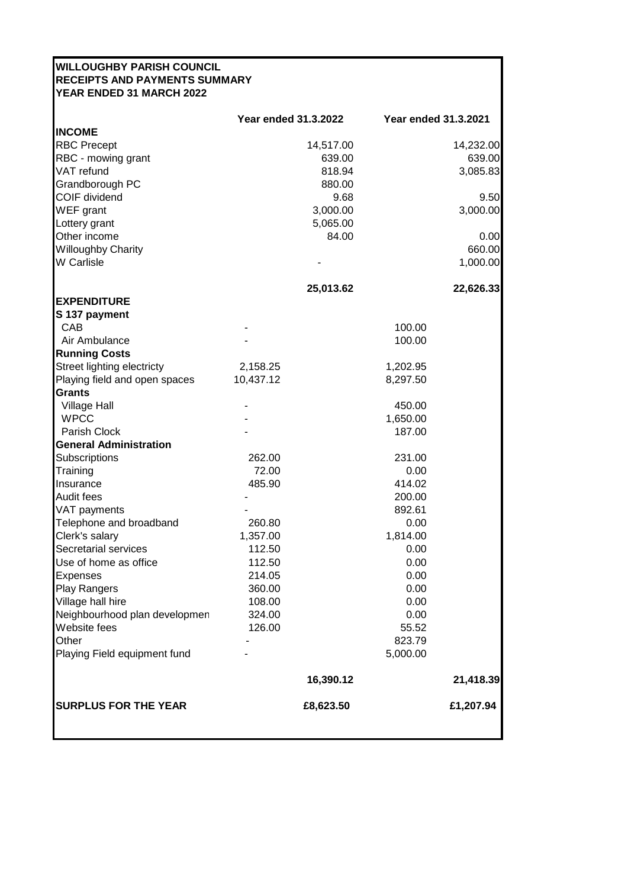**WILLOUGHBY PARISH COUNCIL**
**RECEIPTS AND PAYMENTS SUMMARY**
**YEAR ENDED 31 MARCH 2022**

| | Year ended 31.3.2022 | | Year ended 31.3.2021 | |
|---|---|---|---|---|
| **INCOME** | | | | |
| RBC Precept | | 14,517.00 | | 14,232.00 |
| RBC - mowing grant | | 639.00 | | 639.00 |
| VAT refund | | 818.94 | | 3,085.83 |
| Grandborough PC | | 880.00 | | |
| COIF dividend | | 9.68 | | 9.50 |
| WEF grant | | 3,000.00 | | 3,000.00 |
| Lottery grant | | 5,065.00 | | |
| Other income | | 84.00 | | 0.00 |
| Willoughby Charity | | | | 660.00 |
| W Carlisle | | - | | 1,000.00 |
| | | **25,013.62** | | **22,626.33** |
| **EXPENDITURE** | | | | |
| **S 137 payment** | | | | |
| CAB | - | | 100.00 | |
| Air Ambulance | - | | 100.00 | |
| **Running Costs** | | | | |
| Street lighting electricty | 2,158.25 | | 1,202.95 | |
| Playing field and open spaces | 10,437.12 | | 8,297.50 | |
| **Grants** | | | | |
| Village Hall | - | | 450.00 | |
| WPCC | - | | 1,650.00 | |
| Parish Clock | - | | 187.00 | |
| **General Administration** | | | | |
| Subscriptions | 262.00 | | 231.00 | |
| Training | 72.00 | | 0.00 | |
| Insurance | 485.90 | | 414.02 | |
| Audit fees | - | | 200.00 | |
| VAT payments | - | | 892.61 | |
| Telephone and broadband | 260.80 | | 0.00 | |
| Clerk's salary | 1,357.00 | | 1,814.00 | |
| Secretarial services | 112.50 | | 0.00 | |
| Use of home as office | 112.50 | | 0.00 | |
| Expenses | 214.05 | | 0.00 | |
| Play Rangers | 360.00 | | 0.00 | |
| Village hall hire | 108.00 | | 0.00 | |
| Neighbourhood plan developmen | 324.00 | | 0.00 | |
| Website fees | 126.00 | | 55.52 | |
| Other | - | | 823.79 | |
| Playing Field equipment fund | - | | 5,000.00 | |
| | | **16,390.12** | | **21,418.39** |
| **SURPLUS FOR THE YEAR** | | **£8,623.50** | | **£1,207.94** |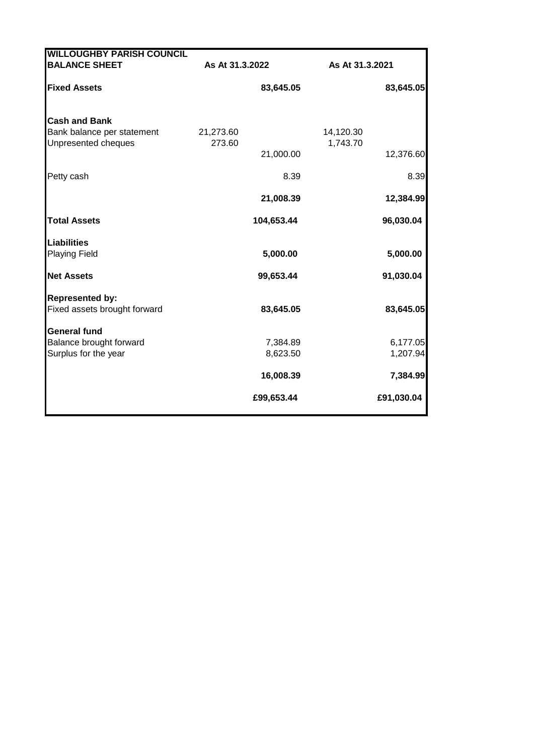| WILLOUGHBY PARISH COUNCIL<br>**BALANCE SHEET** | **As At 31.3.2022** | | **As At 31.3.2021** | |
|---|---|---|---|---|
| **Fixed Assets** | | **83,645.05** | | **83,645.05** |
| | | | | |
| **Cash and Bank** | | | | |
| Bank balance per statement | 21,273.60 | | 14,120.30 | |
| Unpresented cheques | 273.60 | | 1,743.70 | |
| | | 21,000.00 | | 12,376.60 |
| Petty cash | | 8.39 | | 8.39 |
| | | **21,008.39** | | **12,384.99** |
| **Total Assets** | | **104,653.44** | | **96,030.04** |
| **Liabilities** | | | | |
| Playing Field | | **5,000.00** | | **5,000.00** |
| **Net Assets** | | **99,653.44** | | **91,030.04** |
| **Represented by:** | | | | |
| Fixed assets brought forward | | **83,645.05** | | **83,645.05** |
| **General fund** | | | | |
| Balance brought forward | | 7,384.89 | | 6,177.05 |
| Surplus for the year | | 8,623.50 | | 1,207.94 |
| | | **16,008.39** | | **7,384.99** |
| | | **£99,653.44** | | **£91,030.04** |